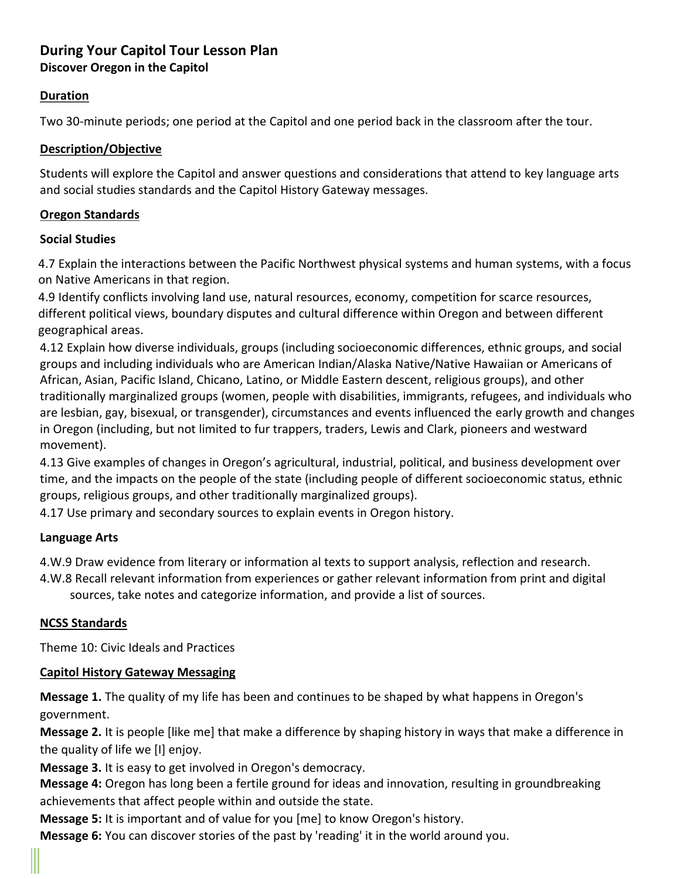# During Your Capitol Tour Lesson Plan

## Discover Oregon in the Capitol

### Duration

Two 30-minute periods; one period at the Capitol and one period back in the classroom after the tour.

### Description/Objective

Students will explore the Capitol and answer questions and considerations that attend to key language arts and social studies standards and the Capitol History Gateway messages.

### Oregon Standards

**Social Studies**

4.7 Explain the interactions between the Pacific Northwest physical systems and human systems, with a focus on Native Americans in that region.
4.9 Identify conflicts involving land use, natural resources, economy, competition for scarce resources, different political views, boundary disputes and cultural difference within Oregon and between different geographical areas.
4.12 Explain how diverse individuals, groups (including socioeconomic differences, ethnic groups, and social groups and including individuals who are American Indian/Alaska Native/Native Hawaiian or Americans of African, Asian, Pacific Island, Chicano, Latino, or Middle Eastern descent, religious groups), and other traditionally marginalized groups (women, people with disabilities, immigrants, refugees, and individuals who are lesbian, gay, bisexual, or transgender), circumstances and events influenced the early growth and changes in Oregon (including, but not limited to fur trappers, traders, Lewis and Clark, pioneers and westward movement).
4.13 Give examples of changes in Oregon's agricultural, industrial, political, and business development over time, and the impacts on the people of the state (including people of different socioeconomic status, ethnic groups, religious groups, and other traditionally marginalized groups).
4.17 Use primary and secondary sources to explain events in Oregon history.

**Language Arts**

4.W.9 Draw evidence from literary or information al texts to support analysis, reflection and research.
4.W.8 Recall relevant information from experiences or gather relevant information from print and digital sources, take notes and categorize information, and provide a list of sources.

### NCSS Standards

Theme 10: Civic Ideals and Practices

### Capitol History Gateway Messaging

**Message 1.** The quality of my life has been and continues to be shaped by what happens in Oregon's government.
**Message 2.** It is people [like me] that make a difference by shaping history in ways that make a difference in the quality of life we [I] enjoy.
**Message 3.** It is easy to get involved in Oregon's democracy.
**Message 4:** Oregon has long been a fertile ground for ideas and innovation, resulting in groundbreaking achievements that affect people within and outside the state.
**Message 5:** It is important and of value for you [me] to know Oregon's history.
**Message 6:** You can discover stories of the past by 'reading' it in the world around you.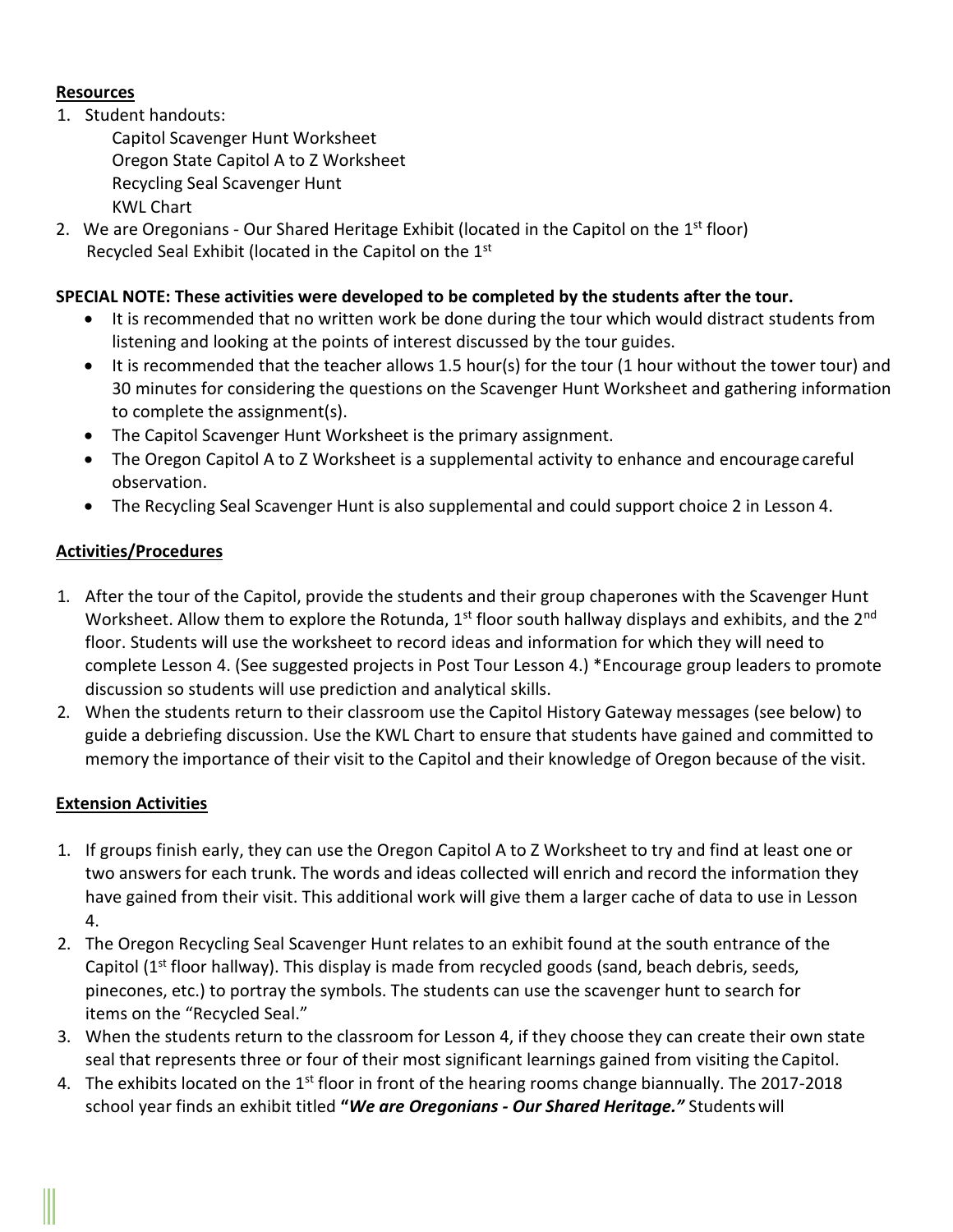**Resources**

1. Student handouts:
   Capitol Scavenger Hunt Worksheet
   Oregon State Capitol A to Z Worksheet
   Recycling Seal Scavenger Hunt
   KWL Chart
2. We are Oregonians - Our Shared Heritage Exhibit (located in the Capitol on the 1st floor)
   Recycled Seal Exhibit (located in the Capitol on the 1st

**SPECIAL NOTE: These activities were developed to be completed by the students after the tour.**

- It is recommended that no written work be done during the tour which would distract students from listening and looking at the points of interest discussed by the tour guides.
- It is recommended that the teacher allows 1.5 hour(s) for the tour (1 hour without the tower tour) and 30 minutes for considering the questions on the Scavenger Hunt Worksheet and gathering information to complete the assignment(s).
- The Capitol Scavenger Hunt Worksheet is the primary assignment.
- The Oregon Capitol A to Z Worksheet is a supplemental activity to enhance and encourage careful observation.
- The Recycling Seal Scavenger Hunt is also supplemental and could support choice 2 in Lesson 4.

**Activities/Procedures**

1. After the tour of the Capitol, provide the students and their group chaperones with the Scavenger Hunt Worksheet. Allow them to explore the Rotunda, 1st floor south hallway displays and exhibits, and the 2nd floor. Students will use the worksheet to record ideas and information for which they will need to complete Lesson 4. (See suggested projects in Post Tour Lesson 4.) *Encourage group leaders to promote discussion so students will use prediction and analytical skills.
2. When the students return to their classroom use the Capitol History Gateway messages (see below) to guide a debriefing discussion. Use the KWL Chart to ensure that students have gained and committed to memory the importance of their visit to the Capitol and their knowledge of Oregon because of the visit.

**Extension Activities**

1. If groups finish early, they can use the Oregon Capitol A to Z Worksheet to try and find at least one or two answers for each trunk. The words and ideas collected will enrich and record the information they have gained from their visit. This additional work will give them a larger cache of data to use in Lesson 4.
2. The Oregon Recycling Seal Scavenger Hunt relates to an exhibit found at the south entrance of the Capitol (1st floor hallway). This display is made from recycled goods (sand, beach debris, seeds, pinecones, etc.) to portray the symbols. The students can use the scavenger hunt to search for items on the "Recycled Seal."
3. When the students return to the classroom for Lesson 4, if they choose they can create their own state seal that represents three or four of their most significant learnings gained from visiting the Capitol.
4. The exhibits located on the 1st floor in front of the hearing rooms change biannually. The 2017-2018 school year finds an exhibit titled ***"We are Oregonians - Our Shared Heritage."*** Students will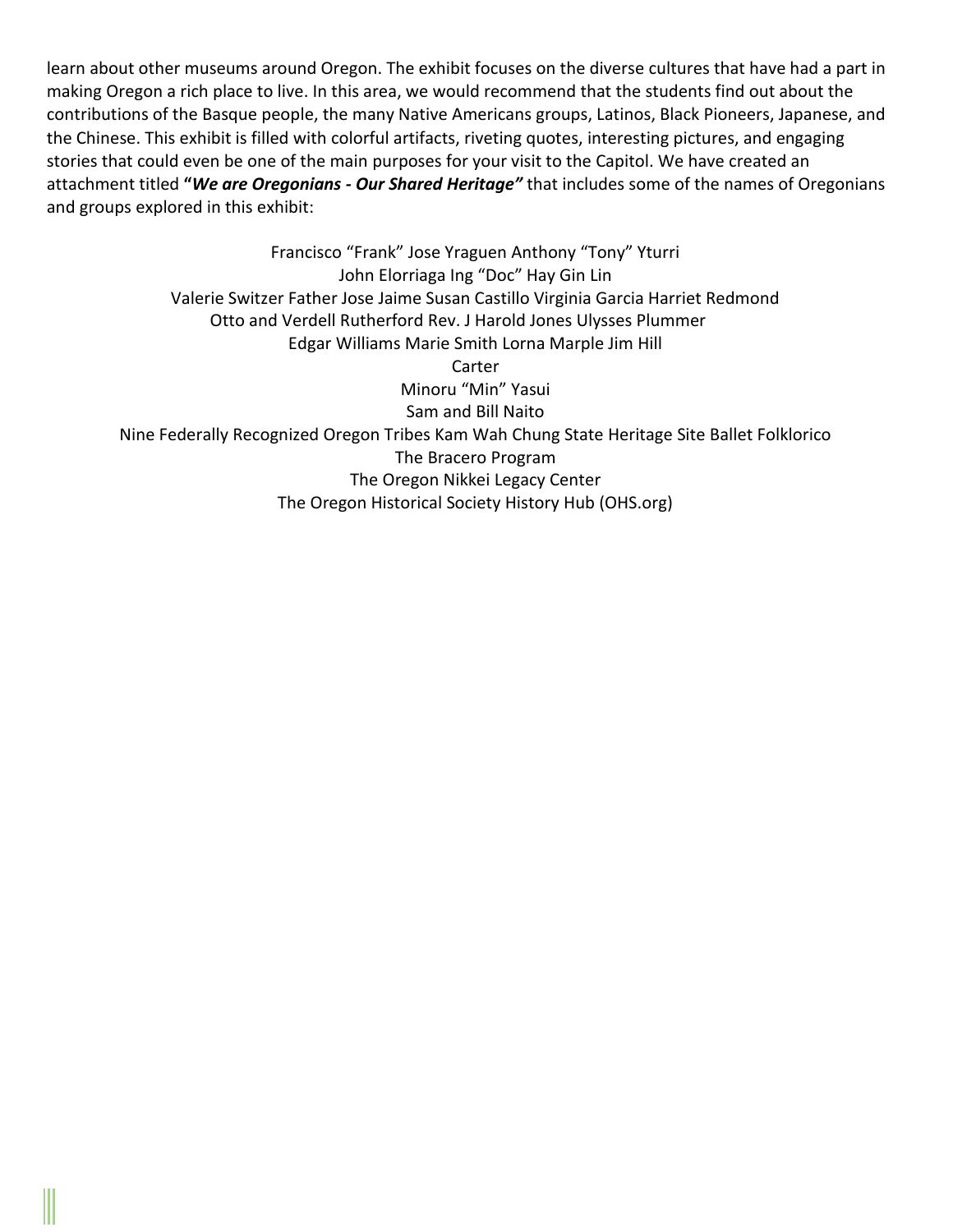learn about other museums around Oregon. The exhibit focuses on the diverse cultures that have had a part in making Oregon a rich place to live. In this area, we would recommend that the students find out about the contributions of the Basque people, the many Native Americans groups, Latinos, Black Pioneers, Japanese, and the Chinese. This exhibit is filled with colorful artifacts, riveting quotes, interesting pictures, and engaging stories that could even be one of the main purposes for your visit to the Capitol. We have created an attachment titled **"*We are Oregonians - Our Shared Heritage*"** that includes some of the names of Oregonians and groups explored in this exhibit:

Francisco "Frank" Jose Yraguen Anthony "Tony" Yturri
John Elorriaga Ing "Doc" Hay Gin Lin
Valerie Switzer Father Jose Jaime Susan Castillo Virginia Garcia Harriet Redmond
Otto and Verdell Rutherford Rev. J Harold Jones Ulysses Plummer
Edgar Williams Marie Smith Lorna Marple Jim Hill
Carter
Minoru "Min" Yasui
Sam and Bill Naito
Nine Federally Recognized Oregon Tribes Kam Wah Chung State Heritage Site Ballet Folklorico
The Bracero Program
The Oregon Nikkei Legacy Center
The Oregon Historical Society History Hub (OHS.org)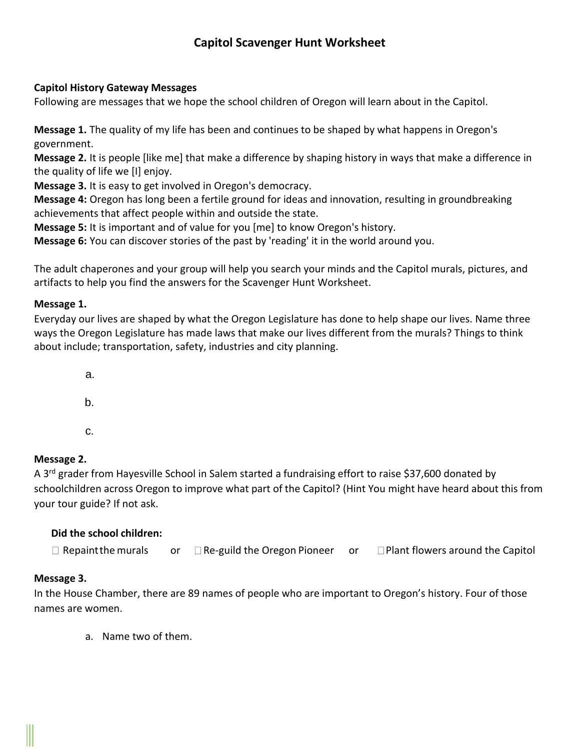# Capitol Scavenger Hunt Worksheet

**Capitol History Gateway Messages**

Following are messages that we hope the school children of Oregon will learn about in the Capitol.

**Message 1.** The quality of my life has been and continues to be shaped by what happens in Oregon's government.
**Message 2.** It is people [like me] that make a difference by shaping history in ways that make a difference in the quality of life we [I] enjoy.
**Message 3.** It is easy to get involved in Oregon's democracy.
**Message 4:** Oregon has long been a fertile ground for ideas and innovation, resulting in groundbreaking achievements that affect people within and outside the state.
**Message 5:** It is important and of value for you [me] to know Oregon's history.
**Message 6:** You can discover stories of the past by 'reading' it in the world around you.

The adult chaperones and your group will help you search your minds and the Capitol murals, pictures, and artifacts to help you find the answers for the Scavenger Hunt Worksheet.

**Message 1.**

Everyday our lives are shaped by what the Oregon Legislature has done to help shape our lives. Name three ways the Oregon Legislature has made laws that make our lives different from the murals? Things to think about include; transportation, safety, industries and city planning.

a.

b.

c.

**Message 2.**

A 3rd grader from Hayesville School in Salem started a fundraising effort to raise $37,600 donated by schoolchildren across Oregon to improve what part of the Capitol? (Hint You might have heard about this from your tour guide? If not ask.

**Did the school children:**

☐ Repaint the murals or ☐ Re-guild the Oregon Pioneer or ☐ Plant flowers around the Capitol

**Message 3.**

In the House Chamber, there are 89 names of people who are important to Oregon's history. Four of those names are women.

a. Name two of them.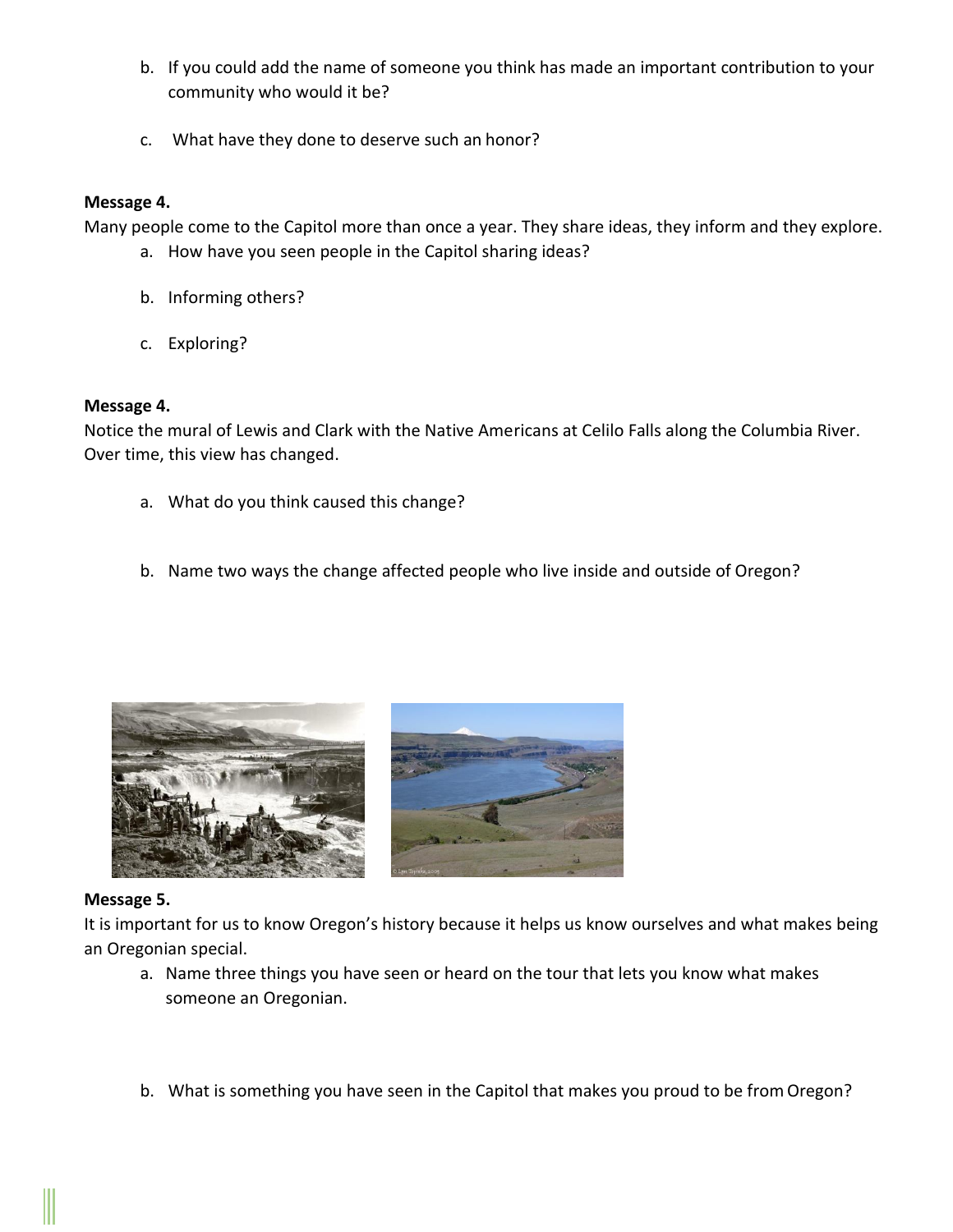b. If you could add the name of someone you think has made an important contribution to your community who would it be?

c. What have they done to deserve such an honor?

**Message 4.**

Many people come to the Capitol more than once a year. They share ideas, they inform and they explore.

a. How have you seen people in the Capitol sharing ideas?

b. Informing others?

c. Exploring?

**Message 4.**

Notice the mural of Lewis and Clark with the Native Americans at Celilo Falls along the Columbia River. Over time, this view has changed.

a. What do you think caused this change?

b. Name two ways the change affected people who live inside and outside of Oregon?

**Message 5.**

It is important for us to know Oregon's history because it helps us know ourselves and what makes being an Oregonian special.

a. Name three things you have seen or heard on the tour that lets you know what makes someone an Oregonian.

b. What is something you have seen in the Capitol that makes you proud to be from Oregon?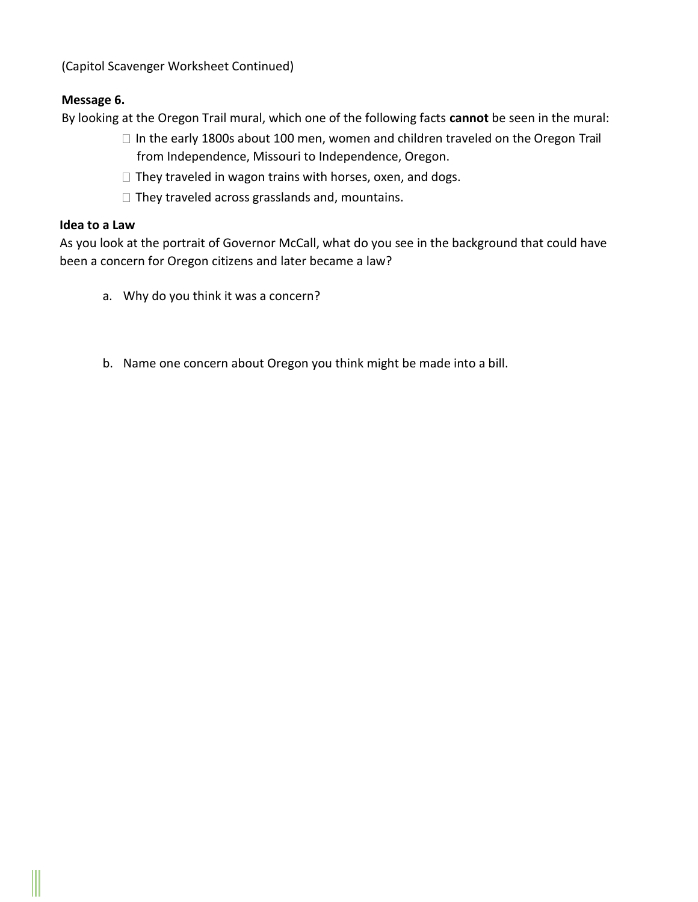(Capitol Scavenger Worksheet Continued)

**Message 6.**

By looking at the Oregon Trail mural, which one of the following facts **cannot** be seen in the mural:

- ☐ In the early 1800s about 100 men, women and children traveled on the Oregon Trail from Independence, Missouri to Independence, Oregon.
- ☐ They traveled in wagon trains with horses, oxen, and dogs.
- ☐ They traveled across grasslands and, mountains.

**Idea to a Law**

As you look at the portrait of Governor McCall, what do you see in the background that could have been a concern for Oregon citizens and later became a law?

a. Why do you think it was a concern?

b. Name one concern about Oregon you think might be made into a bill.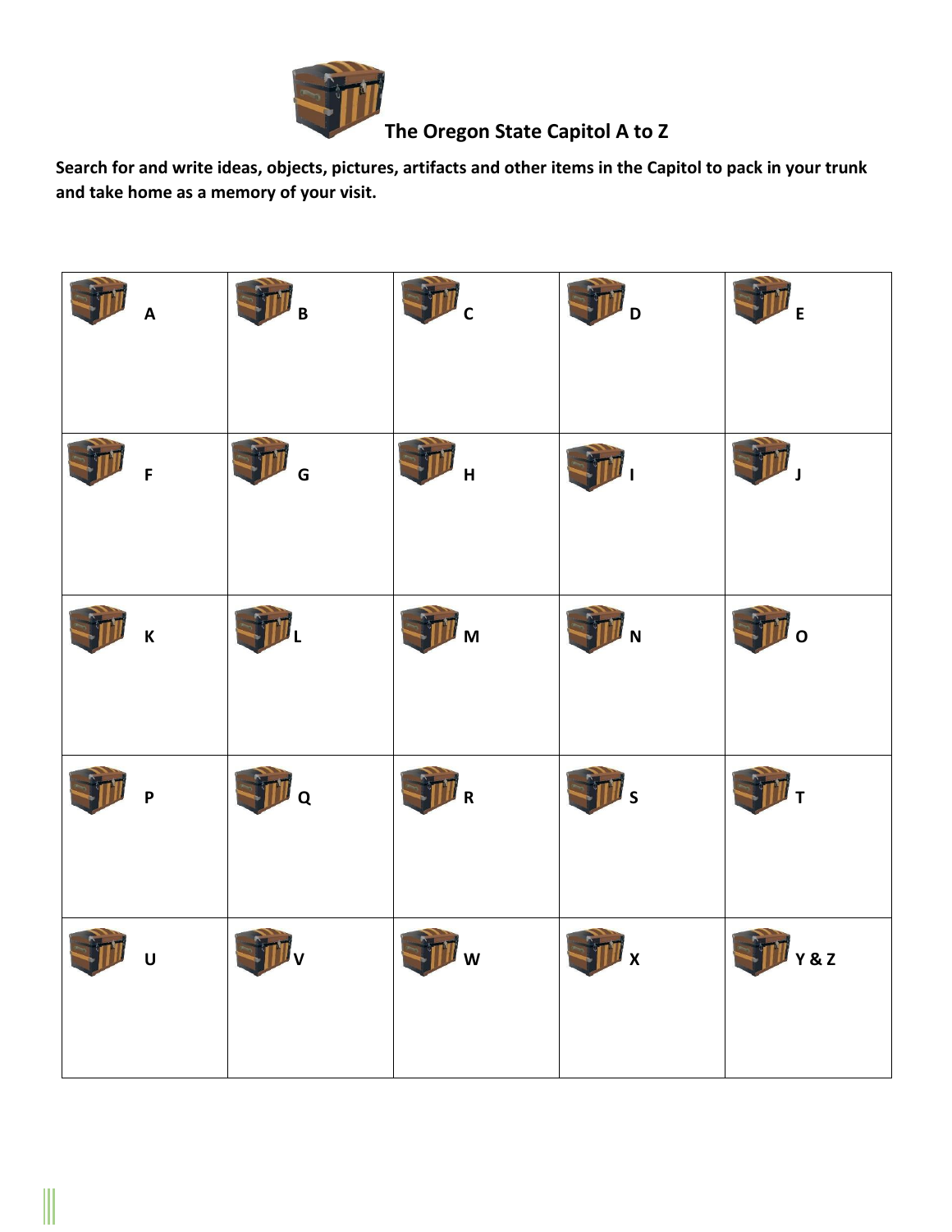# The Oregon State Capitol A to Z

**Search for and write ideas, objects, pictures, artifacts and other items in the Capitol to pack in your trunk and take home as a memory of your visit.**

| | | | | |
|---|---|---|---|---|
| **A** | **B** | **C** | **D** | **E** |
| **F** | **G** | **H** | **I** | **J** |
| **K** | **L** | **M** | **N** | **O** |
| **P** | **Q** | **R** | **S** | **T** |
| **U** | **V** | **W** | **X** | **Y & Z** |